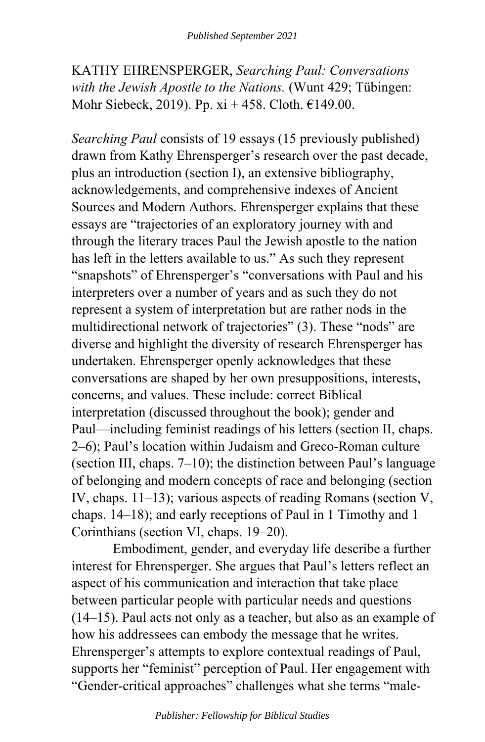KATHY EHRENSPERGER, *Searching Paul: Conversations with the Jewish Apostle to the Nations.* (Wunt 429; Tübingen: Mohr Siebeck, 2019). Pp. xi + 458. Cloth. €149.00.

*Searching Paul* consists of 19 essays (15 previously published) drawn from Kathy Ehrensperger's research over the past decade, plus an introduction (section I), an extensive bibliography, acknowledgements, and comprehensive indexes of Ancient Sources and Modern Authors. Ehrensperger explains that these essays are "trajectories of an exploratory journey with and through the literary traces Paul the Jewish apostle to the nation has left in the letters available to us." As such they represent "snapshots" of Ehrensperger's "conversations with Paul and his interpreters over a number of years and as such they do not represent a system of interpretation but are rather nods in the multidirectional network of trajectories" (3). These "nods" are diverse and highlight the diversity of research Ehrensperger has undertaken. Ehrensperger openly acknowledges that these conversations are shaped by her own presuppositions, interests, concerns, and values. These include: correct Biblical interpretation (discussed throughout the book); gender and Paul—including feminist readings of his letters (section II, chaps. 2–6); Paul's location within Judaism and Greco-Roman culture (section III, chaps. 7–10); the distinction between Paul's language of belonging and modern concepts of race and belonging (section IV, chaps. 11–13); various aspects of reading Romans (section V, chaps. 14–18); and early receptions of Paul in 1 Timothy and 1 Corinthians (section VI, chaps. 19–20).

Embodiment, gender, and everyday life describe a further interest for Ehrensperger. She argues that Paul's letters reflect an aspect of his communication and interaction that take place between particular people with particular needs and questions (14–15). Paul acts not only as a teacher, but also as an example of how his addressees can embody the message that he writes. Ehrensperger's attempts to explore contextual readings of Paul, supports her "feminist" perception of Paul. Her engagement with "Gender-critical approaches" challenges what she terms "male-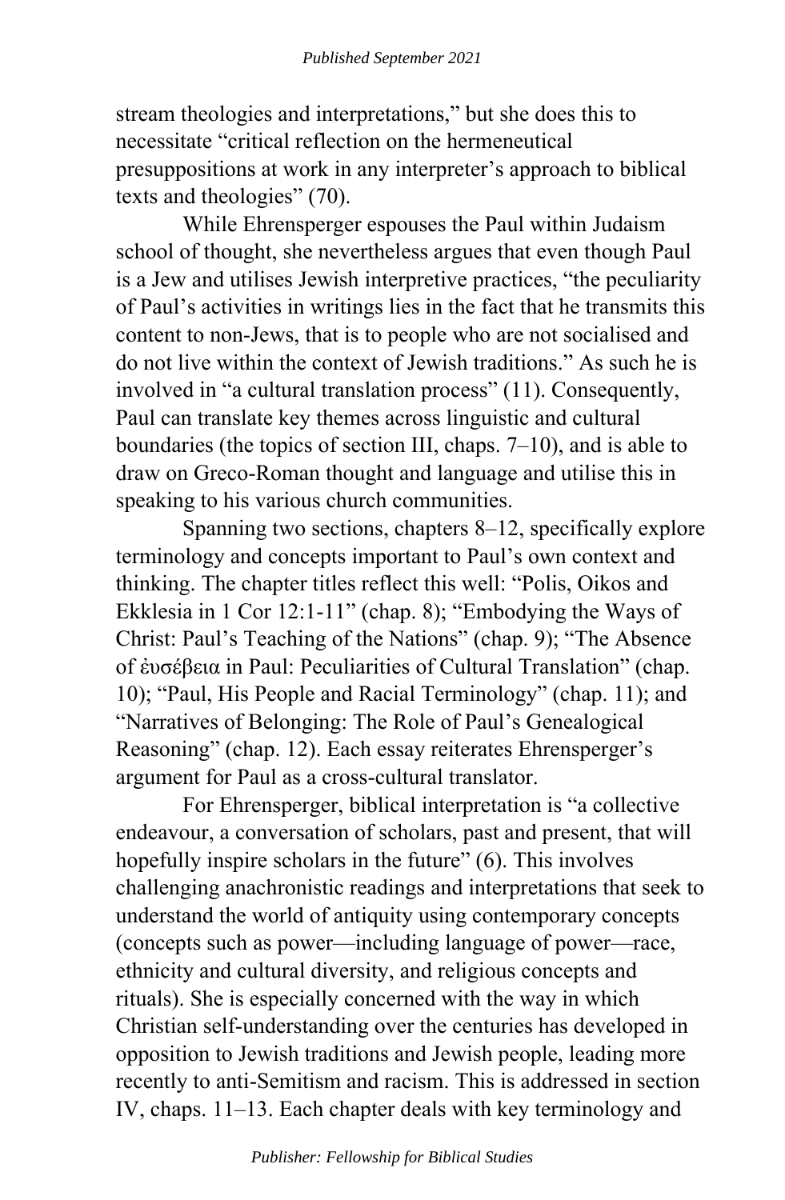stream theologies and interpretations," but she does this to necessitate "critical reflection on the hermeneutical presuppositions at work in any interpreter's approach to biblical texts and theologies" (70).

While Ehrensperger espouses the Paul within Judaism school of thought, she nevertheless argues that even though Paul is a Jew and utilises Jewish interpretive practices, "the peculiarity of Paul's activities in writings lies in the fact that he transmits this content to non-Jews, that is to people who are not socialised and do not live within the context of Jewish traditions." As such he is involved in "a cultural translation process" (11). Consequently, Paul can translate key themes across linguistic and cultural boundaries (the topics of section III, chaps. 7–10), and is able to draw on Greco-Roman thought and language and utilise this in speaking to his various church communities.

Spanning two sections, chapters 8–12, specifically explore terminology and concepts important to Paul's own context and thinking. The chapter titles reflect this well: "Polis, Oikos and Ekklesia in 1 Cor 12:1-11" (chap. 8); "Embodying the Ways of Christ: Paul's Teaching of the Nations" (chap. 9); "The Absence of ἐυσέβεια in Paul: Peculiarities of Cultural Translation" (chap. 10); "Paul, His People and Racial Terminology" (chap. 11); and "Narratives of Belonging: The Role of Paul's Genealogical Reasoning" (chap. 12). Each essay reiterates Ehrensperger's argument for Paul as a cross-cultural translator.

For Ehrensperger, biblical interpretation is "a collective endeavour, a conversation of scholars, past and present, that will hopefully inspire scholars in the future" (6). This involves challenging anachronistic readings and interpretations that seek to understand the world of antiquity using contemporary concepts (concepts such as power—including language of power—race, ethnicity and cultural diversity, and religious concepts and rituals). She is especially concerned with the way in which Christian self-understanding over the centuries has developed in opposition to Jewish traditions and Jewish people, leading more recently to anti-Semitism and racism. This is addressed in section IV, chaps. 11–13. Each chapter deals with key terminology and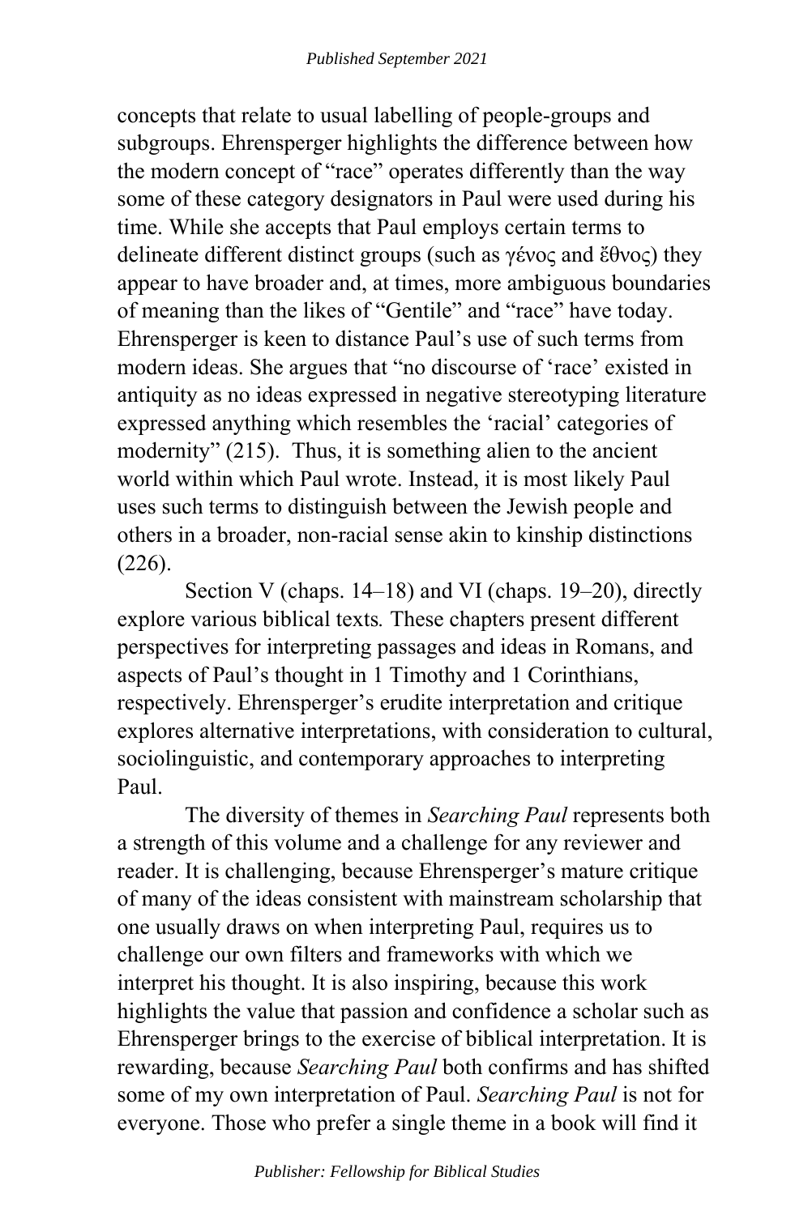concepts that relate to usual labelling of people-groups and subgroups. Ehrensperger highlights the difference between how the modern concept of "race" operates differently than the way some of these category designators in Paul were used during his time. While she accepts that Paul employs certain terms to delineate different distinct groups (such as γένος and ἔθνος) they appear to have broader and, at times, more ambiguous boundaries of meaning than the likes of "Gentile" and "race" have today. Ehrensperger is keen to distance Paul's use of such terms from modern ideas. She argues that "no discourse of 'race' existed in antiquity as no ideas expressed in negative stereotyping literature expressed anything which resembles the 'racial' categories of modernity" (215). Thus, it is something alien to the ancient world within which Paul wrote. Instead, it is most likely Paul uses such terms to distinguish between the Jewish people and others in a broader, non-racial sense akin to kinship distinctions (226).

Section V (chaps. 14–18) and VI (chaps. 19–20), directly explore various biblical texts. These chapters present different perspectives for interpreting passages and ideas in Romans, and aspects of Paul's thought in 1 Timothy and 1 Corinthians, respectively. Ehrensperger's erudite interpretation and critique explores alternative interpretations, with consideration to cultural, sociolinguistic, and contemporary approaches to interpreting Paul.

The diversity of themes in *Searching Paul* represents both a strength of this volume and a challenge for any reviewer and reader. It is challenging, because Ehrensperger's mature critique of many of the ideas consistent with mainstream scholarship that one usually draws on when interpreting Paul, requires us to challenge our own filters and frameworks with which we interpret his thought. It is also inspiring, because this work highlights the value that passion and confidence a scholar such as Ehrensperger brings to the exercise of biblical interpretation. It is rewarding, because *Searching Paul* both confirms and has shifted some of my own interpretation of Paul. *Searching Paul* is not for everyone. Those who prefer a single theme in a book will find it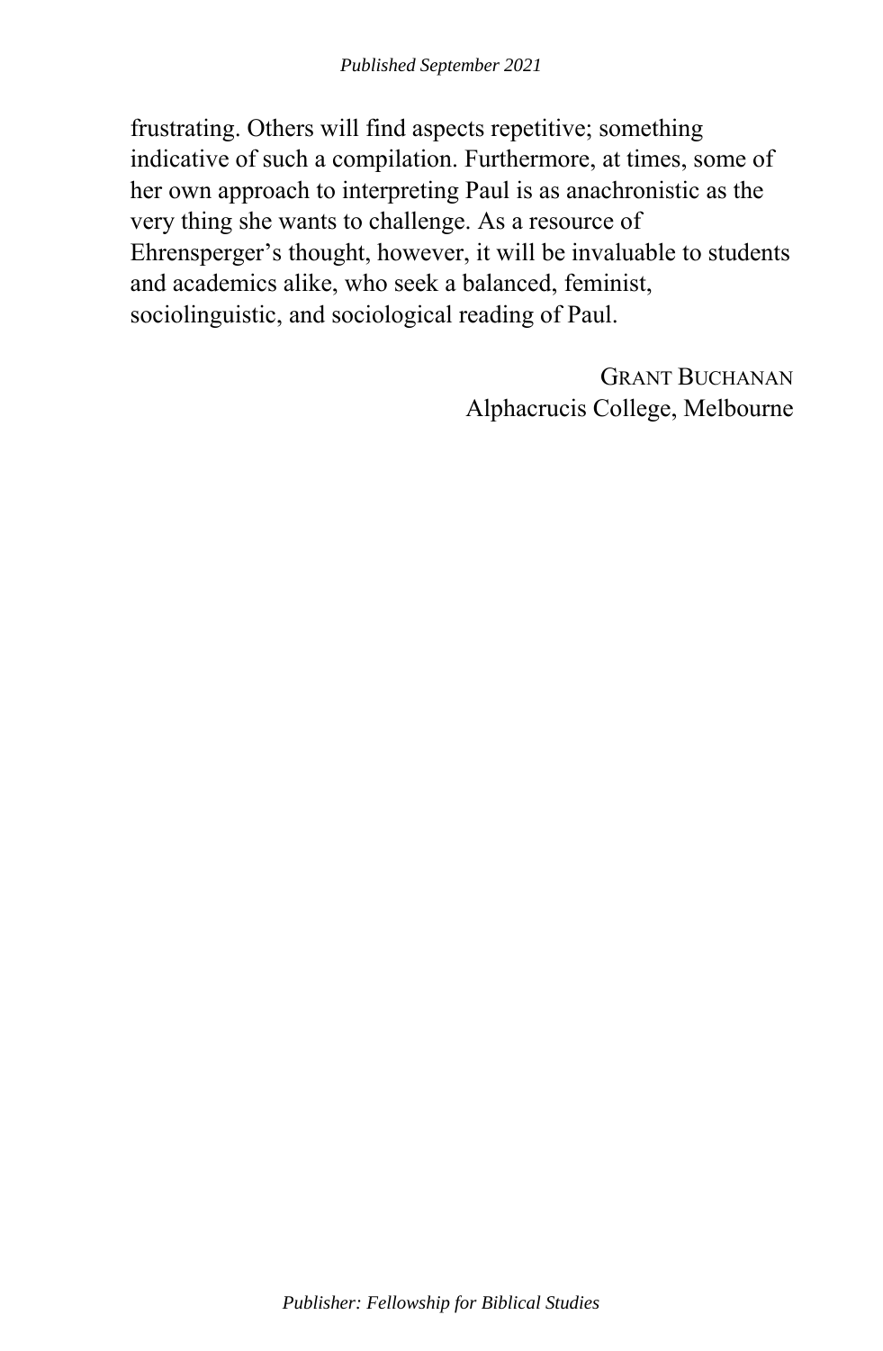frustrating. Others will find aspects repetitive; something indicative of such a compilation. Furthermore, at times, some of her own approach to interpreting Paul is as anachronistic as the very thing she wants to challenge. As a resource of Ehrensperger's thought, however, it will be invaluable to students and academics alike, who seek a balanced, feminist, sociolinguistic, and sociological reading of Paul.

GRANT BUCHANAN
Alphacrucis College, Melbourne